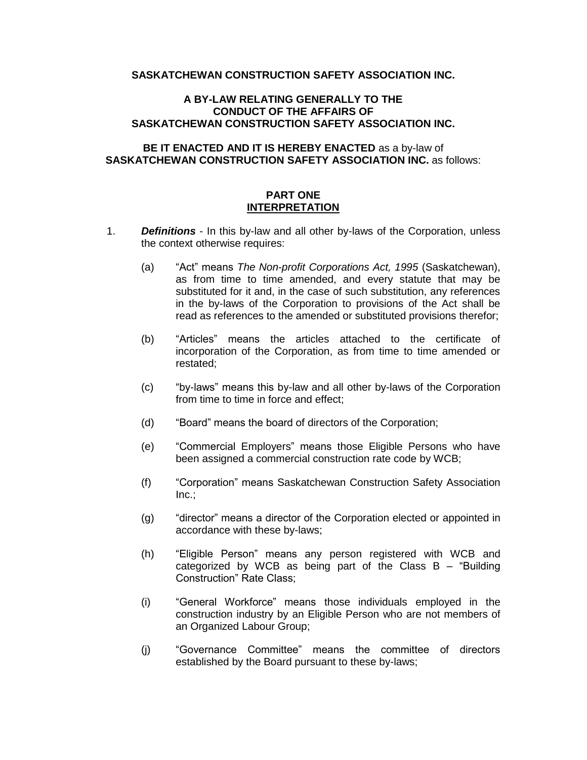**SASKATCHEWAN CONSTRUCTION SAFETY ASSOCIATION INC.**

**A BY-LAW RELATING GENERALLY TO THE CONDUCT OF THE AFFAIRS OF SASKATCHEWAN CONSTRUCTION SAFETY ASSOCIATION INC.**

**BE IT ENACTED AND IT IS HEREBY ENACTED** as a by-law of **SASKATCHEWAN CONSTRUCTION SAFETY ASSOCIATION INC.** as follows:

## PART ONE
## INTERPRETATION

1. ***Definitions*** - In this by-law and all other by-laws of the Corporation, unless the context otherwise requires:

   (a) "Act" means *The Non-profit Corporations Act, 1995* (Saskatchewan), as from time to time amended, and every statute that may be substituted for it and, in the case of such substitution, any references in the by-laws of the Corporation to provisions of the Act shall be read as references to the amended or substituted provisions therefor;

   (b) "Articles" means the articles attached to the certificate of incorporation of the Corporation, as from time to time amended or restated;

   (c) "by-laws" means this by-law and all other by-laws of the Corporation from time to time in force and effect;

   (d) "Board" means the board of directors of the Corporation;

   (e) "Commercial Employers" means those Eligible Persons who have been assigned a commercial construction rate code by WCB;

   (f) "Corporation" means Saskatchewan Construction Safety Association Inc.;

   (g) "director" means a director of the Corporation elected or appointed in accordance with these by-laws;

   (h) "Eligible Person" means any person registered with WCB and categorized by WCB as being part of the Class B – "Building Construction" Rate Class;

   (i) "General Workforce" means those individuals employed in the construction industry by an Eligible Person who are not members of an Organized Labour Group;

   (j) "Governance Committee" means the committee of directors established by the Board pursuant to these by-laws;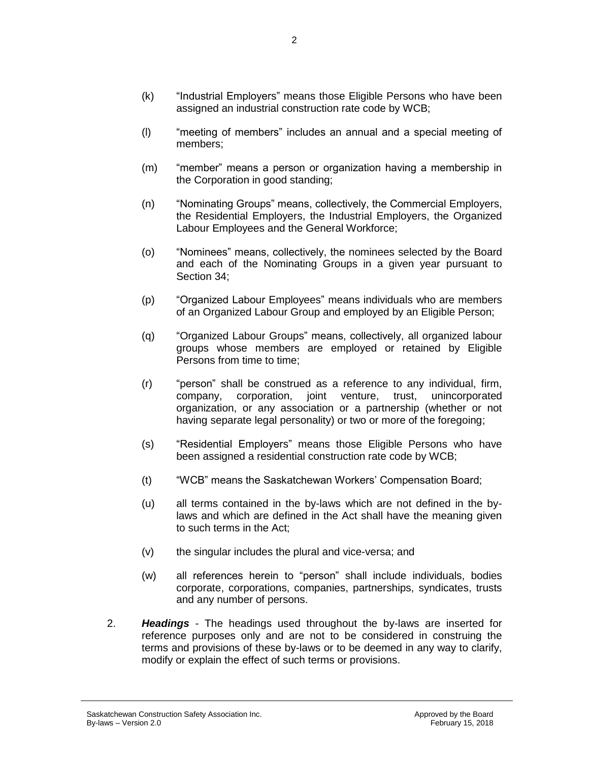(k) "Industrial Employers" means those Eligible Persons who have been assigned an industrial construction rate code by WCB;

(l) "meeting of members" includes an annual and a special meeting of members;

(m) "member" means a person or organization having a membership in the Corporation in good standing;

(n) "Nominating Groups" means, collectively, the Commercial Employers, the Residential Employers, the Industrial Employers, the Organized Labour Employees and the General Workforce;

(o) "Nominees" means, collectively, the nominees selected by the Board and each of the Nominating Groups in a given year pursuant to Section 34;

(p) "Organized Labour Employees" means individuals who are members of an Organized Labour Group and employed by an Eligible Person;

(q) "Organized Labour Groups" means, collectively, all organized labour groups whose members are employed or retained by Eligible Persons from time to time;

(r) "person" shall be construed as a reference to any individual, firm, company, corporation, joint venture, trust, unincorporated organization, or any association or a partnership (whether or not having separate legal personality) or two or more of the foregoing;

(s) "Residential Employers" means those Eligible Persons who have been assigned a residential construction rate code by WCB;

(t) "WCB" means the Saskatchewan Workers' Compensation Board;

(u) all terms contained in the by-laws which are not defined in the by-laws and which are defined in the Act shall have the meaning given to such terms in the Act;

(v) the singular includes the plural and vice-versa; and

(w) all references herein to "person" shall include individuals, bodies corporate, corporations, companies, partnerships, syndicates, trusts and any number of persons.

2. ***Headings*** - The headings used throughout the by-laws are inserted for reference purposes only and are not to be considered in construing the terms and provisions of these by-laws or to be deemed in any way to clarify, modify or explain the effect of such terms or provisions.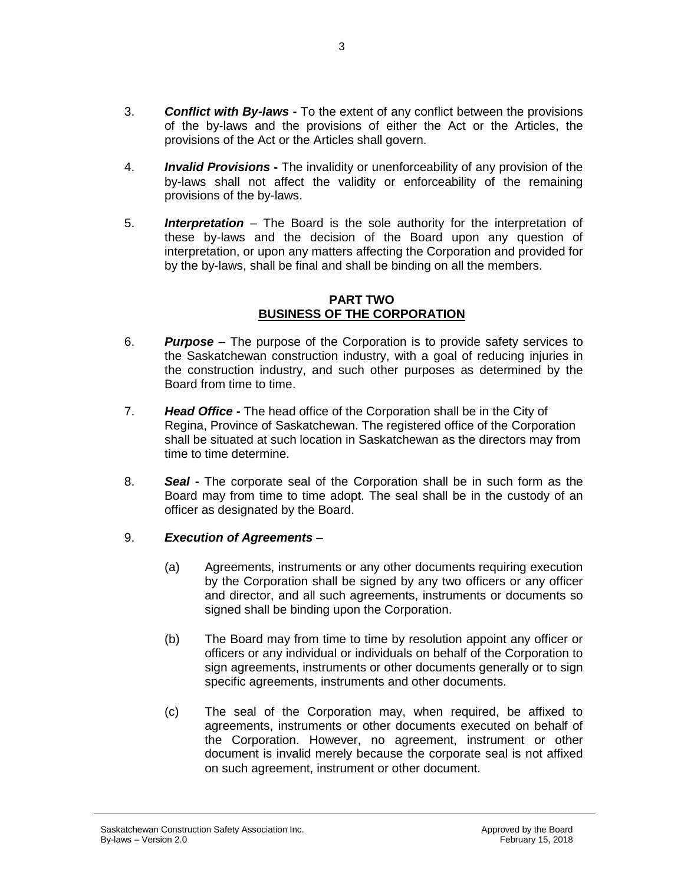3. ***Conflict with By-laws*** **-** To the extent of any conflict between the provisions of the by-laws and the provisions of either the Act or the Articles, the provisions of the Act or the Articles shall govern.

4. ***Invalid Provisions*** **-** The invalidity or unenforceability of any provision of the by-laws shall not affect the validity or enforceability of the remaining provisions of the by-laws.

5. ***Interpretation*** – The Board is the sole authority for the interpretation of these by-laws and the decision of the Board upon any question of interpretation, or upon any matters affecting the Corporation and provided for by the by-laws, shall be final and shall be binding on all the members.

## PART TWO
## BUSINESS OF THE CORPORATION

6. ***Purpose*** – The purpose of the Corporation is to provide safety services to the Saskatchewan construction industry, with a goal of reducing injuries in the construction industry, and such other purposes as determined by the Board from time to time.

7. ***Head Office*** **-** The head office of the Corporation shall be in the City of Regina, Province of Saskatchewan. The registered office of the Corporation shall be situated at such location in Saskatchewan as the directors may from time to time determine.

8. ***Seal*** **-** The corporate seal of the Corporation shall be in such form as the Board may from time to time adopt. The seal shall be in the custody of an officer as designated by the Board.

9. ***Execution of Agreements*** –

   (a) Agreements, instruments or any other documents requiring execution by the Corporation shall be signed by any two officers or any officer and director, and all such agreements, instruments or documents so signed shall be binding upon the Corporation.

   (b) The Board may from time to time by resolution appoint any officer or officers or any individual or individuals on behalf of the Corporation to sign agreements, instruments or other documents generally or to sign specific agreements, instruments and other documents.

   (c) The seal of the Corporation may, when required, be affixed to agreements, instruments or other documents executed on behalf of the Corporation. However, no agreement, instrument or other document is invalid merely because the corporate seal is not affixed on such agreement, instrument or other document.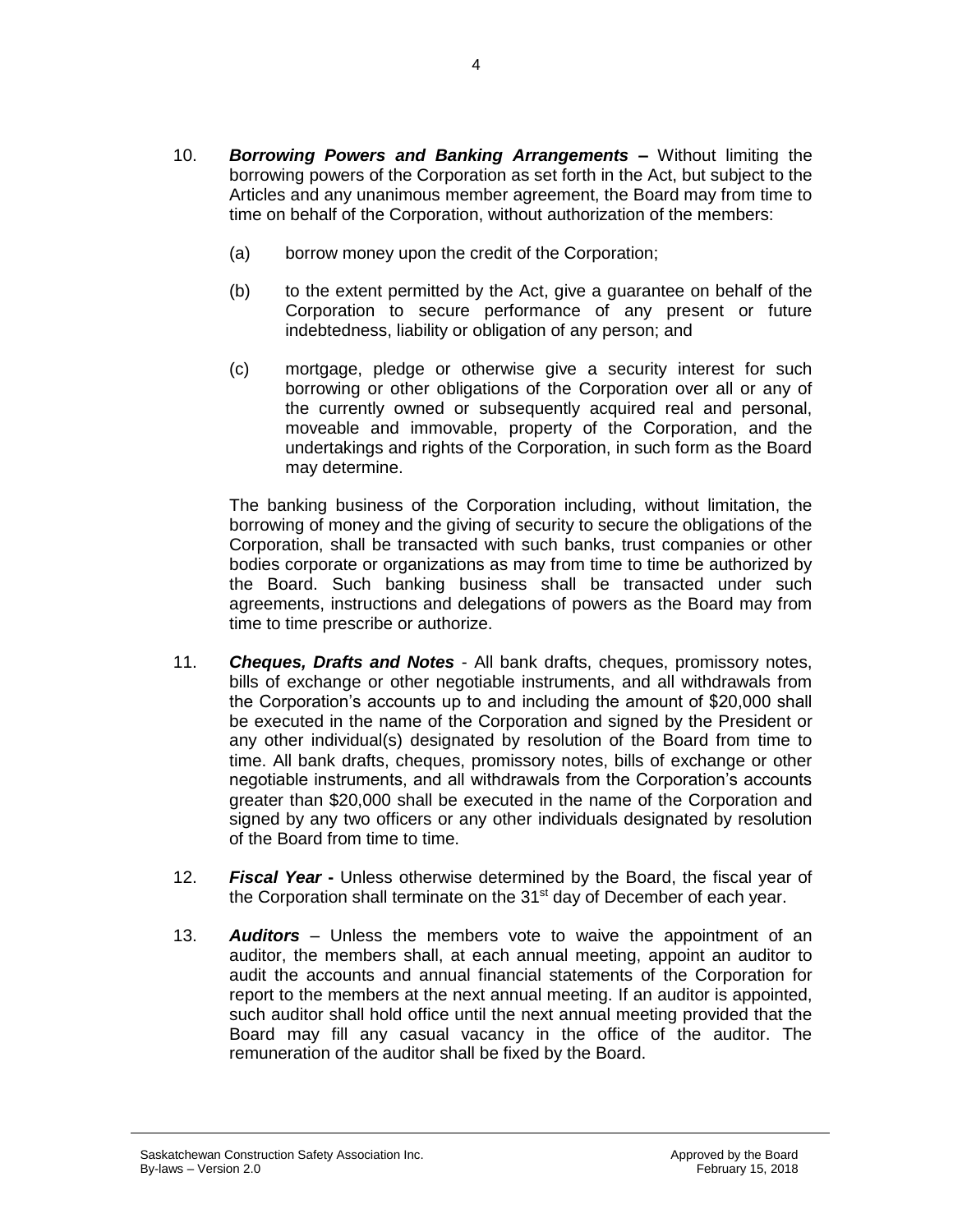10. ***Borrowing Powers and Banking Arrangements –*** Without limiting the borrowing powers of the Corporation as set forth in the Act, but subject to the Articles and any unanimous member agreement, the Board may from time to time on behalf of the Corporation, without authorization of the members:

    (a) borrow money upon the credit of the Corporation;

    (b) to the extent permitted by the Act, give a guarantee on behalf of the Corporation to secure performance of any present or future indebtedness, liability or obligation of any person; and

    (c) mortgage, pledge or otherwise give a security interest for such borrowing or other obligations of the Corporation over all or any of the currently owned or subsequently acquired real and personal, moveable and immovable, property of the Corporation, and the undertakings and rights of the Corporation, in such form as the Board may determine.

    The banking business of the Corporation including, without limitation, the borrowing of money and the giving of security to secure the obligations of the Corporation, shall be transacted with such banks, trust companies or other bodies corporate or organizations as may from time to time be authorized by the Board. Such banking business shall be transacted under such agreements, instructions and delegations of powers as the Board may from time to time prescribe or authorize.

11. ***Cheques, Drafts and Notes*** - All bank drafts, cheques, promissory notes, bills of exchange or other negotiable instruments, and all withdrawals from the Corporation's accounts up to and including the amount of $20,000 shall be executed in the name of the Corporation and signed by the President or any other individual(s) designated by resolution of the Board from time to time. All bank drafts, cheques, promissory notes, bills of exchange or other negotiable instruments, and all withdrawals from the Corporation's accounts greater than $20,000 shall be executed in the name of the Corporation and signed by any two officers or any other individuals designated by resolution of the Board from time to time.

12. ***Fiscal Year -*** Unless otherwise determined by the Board, the fiscal year of the Corporation shall terminate on the 31st day of December of each year.

13. ***Auditors*** – Unless the members vote to waive the appointment of an auditor, the members shall, at each annual meeting, appoint an auditor to audit the accounts and annual financial statements of the Corporation for report to the members at the next annual meeting. If an auditor is appointed, such auditor shall hold office until the next annual meeting provided that the Board may fill any casual vacancy in the office of the auditor. The remuneration of the auditor shall be fixed by the Board.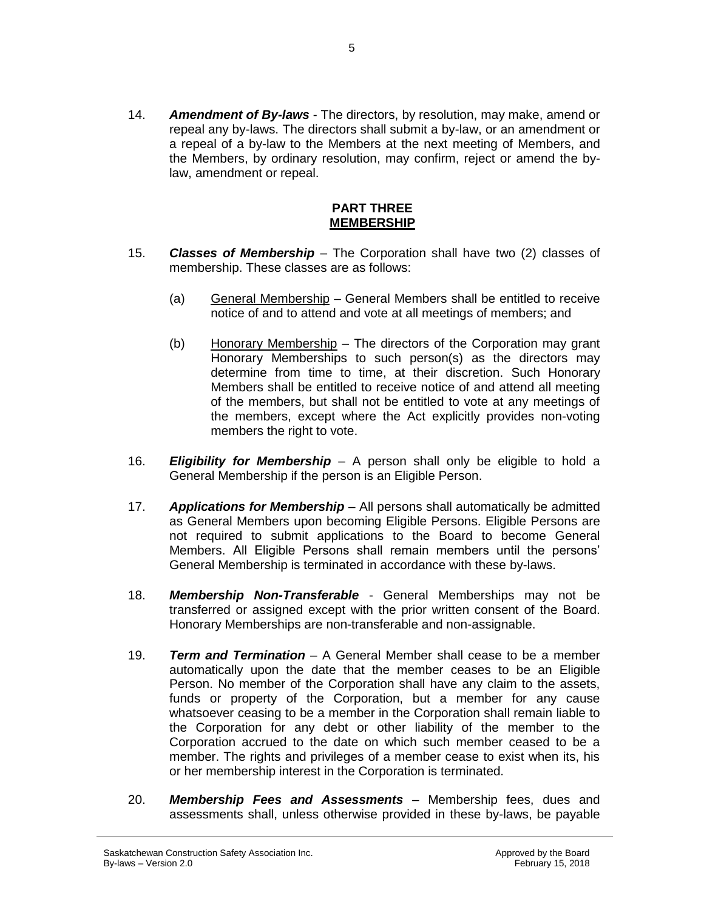14. ***Amendment of By-laws*** - The directors, by resolution, may make, amend or repeal any by-laws. The directors shall submit a by-law, or an amendment or a repeal of a by-law to the Members at the next meeting of Members, and the Members, by ordinary resolution, may confirm, reject or amend the by-law, amendment or repeal.

## PART THREE
## MEMBERSHIP

15. ***Classes of Membership*** – The Corporation shall have two (2) classes of membership. These classes are as follows:

    (a) General Membership – General Members shall be entitled to receive notice of and to attend and vote at all meetings of members; and

    (b) Honorary Membership – The directors of the Corporation may grant Honorary Memberships to such person(s) as the directors may determine from time to time, at their discretion. Such Honorary Members shall be entitled to receive notice of and attend all meeting of the members, but shall not be entitled to vote at any meetings of the members, except where the Act explicitly provides non-voting members the right to vote.

16. ***Eligibility for Membership*** – A person shall only be eligible to hold a General Membership if the person is an Eligible Person.

17. ***Applications for Membership*** – All persons shall automatically be admitted as General Members upon becoming Eligible Persons. Eligible Persons are not required to submit applications to the Board to become General Members. All Eligible Persons shall remain members until the persons' General Membership is terminated in accordance with these by-laws.

18. ***Membership Non-Transferable*** - General Memberships may not be transferred or assigned except with the prior written consent of the Board. Honorary Memberships are non-transferable and non-assignable.

19. ***Term and Termination*** – A General Member shall cease to be a member automatically upon the date that the member ceases to be an Eligible Person. No member of the Corporation shall have any claim to the assets, funds or property of the Corporation, but a member for any cause whatsoever ceasing to be a member in the Corporation shall remain liable to the Corporation for any debt or other liability of the member to the Corporation accrued to the date on which such member ceased to be a member. The rights and privileges of a member cease to exist when its, his or her membership interest in the Corporation is terminated.

20. ***Membership Fees and Assessments*** – Membership fees, dues and assessments shall, unless otherwise provided in these by-laws, be payable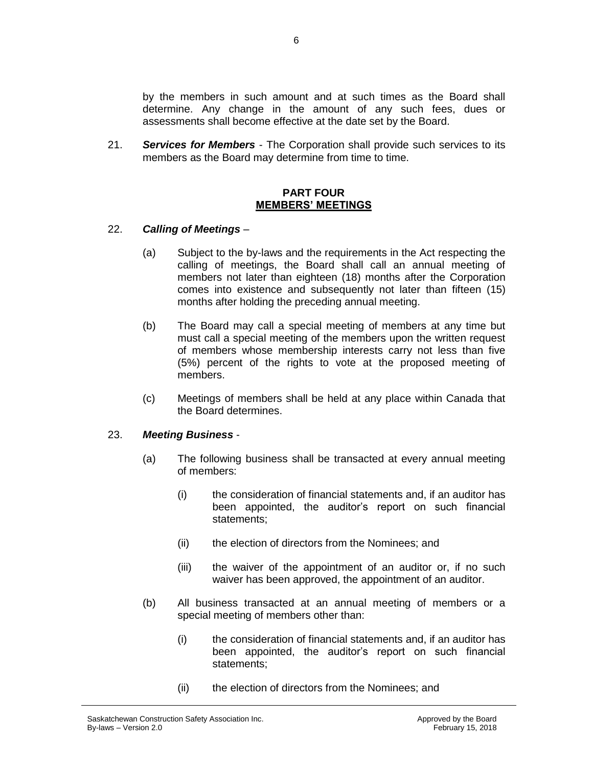by the members in such amount and at such times as the Board shall determine. Any change in the amount of any such fees, dues or assessments shall become effective at the date set by the Board.

21. ***Services for Members*** - The Corporation shall provide such services to its members as the Board may determine from time to time.

## PART FOUR
## MEMBERS' MEETINGS

22. ***Calling of Meetings*** –

   (a) Subject to the by-laws and the requirements in the Act respecting the calling of meetings, the Board shall call an annual meeting of members not later than eighteen (18) months after the Corporation comes into existence and subsequently not later than fifteen (15) months after holding the preceding annual meeting.

   (b) The Board may call a special meeting of members at any time but must call a special meeting of the members upon the written request of members whose membership interests carry not less than five (5%) percent of the rights to vote at the proposed meeting of members.

   (c) Meetings of members shall be held at any place within Canada that the Board determines.

23. ***Meeting Business*** -

   (a) The following business shall be transacted at every annual meeting of members:

      (i) the consideration of financial statements and, if an auditor has been appointed, the auditor's report on such financial statements;

      (ii) the election of directors from the Nominees; and

      (iii) the waiver of the appointment of an auditor or, if no such waiver has been approved, the appointment of an auditor.

   (b) All business transacted at an annual meeting of members or a special meeting of members other than:

      (i) the consideration of financial statements and, if an auditor has been appointed, the auditor's report on such financial statements;

      (ii) the election of directors from the Nominees; and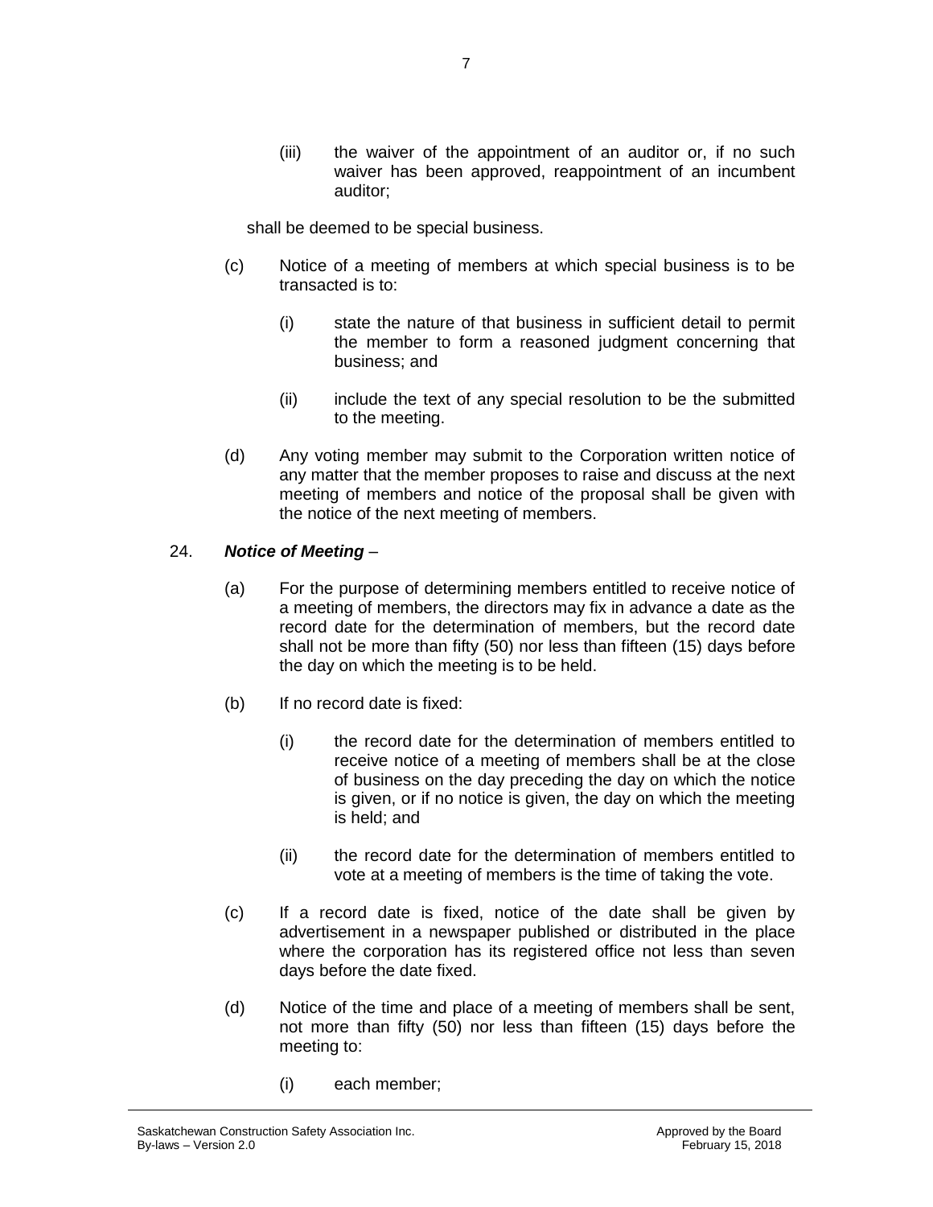(iii) the waiver of the appointment of an auditor or, if no such waiver has been approved, reappointment of an incumbent auditor;

shall be deemed to be special business.

(c) Notice of a meeting of members at which special business is to be transacted is to:

(i) state the nature of that business in sufficient detail to permit the member to form a reasoned judgment concerning that business; and

(ii) include the text of any special resolution to be the submitted to the meeting.

(d) Any voting member may submit to the Corporation written notice of any matter that the member proposes to raise and discuss at the next meeting of members and notice of the proposal shall be given with the notice of the next meeting of members.

24. ***Notice of Meeting*** –

(a) For the purpose of determining members entitled to receive notice of a meeting of members, the directors may fix in advance a date as the record date for the determination of members, but the record date shall not be more than fifty (50) nor less than fifteen (15) days before the day on which the meeting is to be held.

(b) If no record date is fixed:

(i) the record date for the determination of members entitled to receive notice of a meeting of members shall be at the close of business on the day preceding the day on which the notice is given, or if no notice is given, the day on which the meeting is held; and

(ii) the record date for the determination of members entitled to vote at a meeting of members is the time of taking the vote.

(c) If a record date is fixed, notice of the date shall be given by advertisement in a newspaper published or distributed in the place where the corporation has its registered office not less than seven days before the date fixed.

(d) Notice of the time and place of a meeting of members shall be sent, not more than fifty (50) nor less than fifteen (15) days before the meeting to:

(i) each member;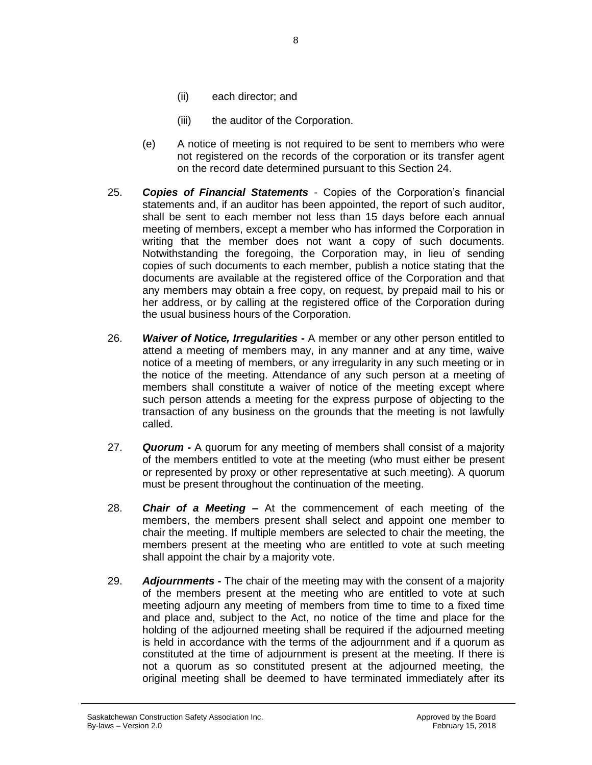- (ii) each director; and
- (iii) the auditor of the Corporation.

(e) A notice of meeting is not required to be sent to members who were not registered on the records of the corporation or its transfer agent on the record date determined pursuant to this Section 24.

25. ***Copies of Financial Statements*** - Copies of the Corporation's financial statements and, if an auditor has been appointed, the report of such auditor, shall be sent to each member not less than 15 days before each annual meeting of members, except a member who has informed the Corporation in writing that the member does not want a copy of such documents. Notwithstanding the foregoing, the Corporation may, in lieu of sending copies of such documents to each member, publish a notice stating that the documents are available at the registered office of the Corporation and that any members may obtain a free copy, on request, by prepaid mail to his or her address, or by calling at the registered office of the Corporation during the usual business hours of the Corporation.

26. ***Waiver of Notice, Irregularities*** **-** A member or any other person entitled to attend a meeting of members may, in any manner and at any time, waive notice of a meeting of members, or any irregularity in any such meeting or in the notice of the meeting. Attendance of any such person at a meeting of members shall constitute a waiver of notice of the meeting except where such person attends a meeting for the express purpose of objecting to the transaction of any business on the grounds that the meeting is not lawfully called.

27. ***Quorum*** **-** A quorum for any meeting of members shall consist of a majority of the members entitled to vote at the meeting (who must either be present or represented by proxy or other representative at such meeting). A quorum must be present throughout the continuation of the meeting.

28. ***Chair of a Meeting*** **–** At the commencement of each meeting of the members, the members present shall select and appoint one member to chair the meeting. If multiple members are selected to chair the meeting, the members present at the meeting who are entitled to vote at such meeting shall appoint the chair by a majority vote.

29. ***Adjournments*** **-** The chair of the meeting may with the consent of a majority of the members present at the meeting who are entitled to vote at such meeting adjourn any meeting of members from time to time to a fixed time and place and, subject to the Act, no notice of the time and place for the holding of the adjourned meeting shall be required if the adjourned meeting is held in accordance with the terms of the adjournment and if a quorum as constituted at the time of adjournment is present at the meeting. If there is not a quorum as so constituted present at the adjourned meeting, the original meeting shall be deemed to have terminated immediately after its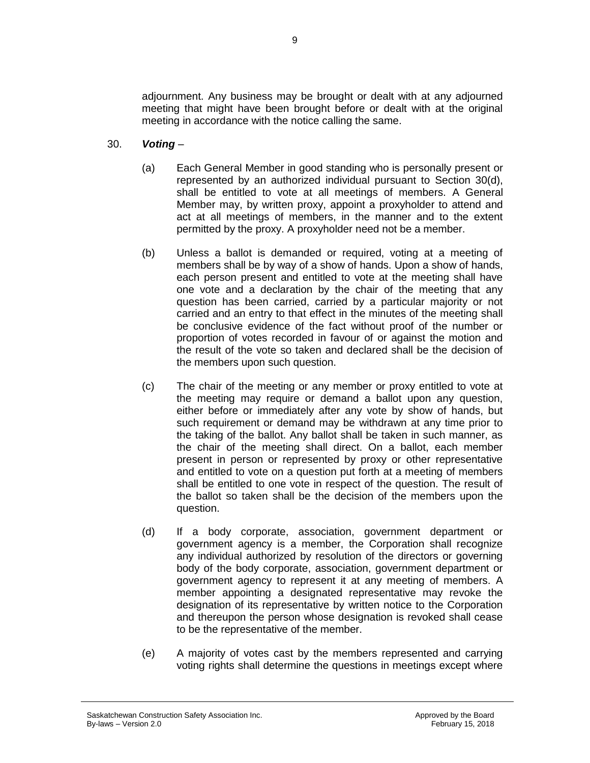adjournment. Any business may be brought or dealt with at any adjourned meeting that might have been brought before or dealt with at the original meeting in accordance with the notice calling the same.

30. ***Voting*** –

(a) Each General Member in good standing who is personally present or represented by an authorized individual pursuant to Section 30(d), shall be entitled to vote at all meetings of members. A General Member may, by written proxy, appoint a proxyholder to attend and act at all meetings of members, in the manner and to the extent permitted by the proxy. A proxyholder need not be a member.

(b) Unless a ballot is demanded or required, voting at a meeting of members shall be by way of a show of hands. Upon a show of hands, each person present and entitled to vote at the meeting shall have one vote and a declaration by the chair of the meeting that any question has been carried, carried by a particular majority or not carried and an entry to that effect in the minutes of the meeting shall be conclusive evidence of the fact without proof of the number or proportion of votes recorded in favour of or against the motion and the result of the vote so taken and declared shall be the decision of the members upon such question.

(c) The chair of the meeting or any member or proxy entitled to vote at the meeting may require or demand a ballot upon any question, either before or immediately after any vote by show of hands, but such requirement or demand may be withdrawn at any time prior to the taking of the ballot. Any ballot shall be taken in such manner, as the chair of the meeting shall direct. On a ballot, each member present in person or represented by proxy or other representative and entitled to vote on a question put forth at a meeting of members shall be entitled to one vote in respect of the question. The result of the ballot so taken shall be the decision of the members upon the question.

(d) If a body corporate, association, government department or government agency is a member, the Corporation shall recognize any individual authorized by resolution of the directors or governing body of the body corporate, association, government department or government agency to represent it at any meeting of members. A member appointing a designated representative may revoke the designation of its representative by written notice to the Corporation and thereupon the person whose designation is revoked shall cease to be the representative of the member.

(e) A majority of votes cast by the members represented and carrying voting rights shall determine the questions in meetings except where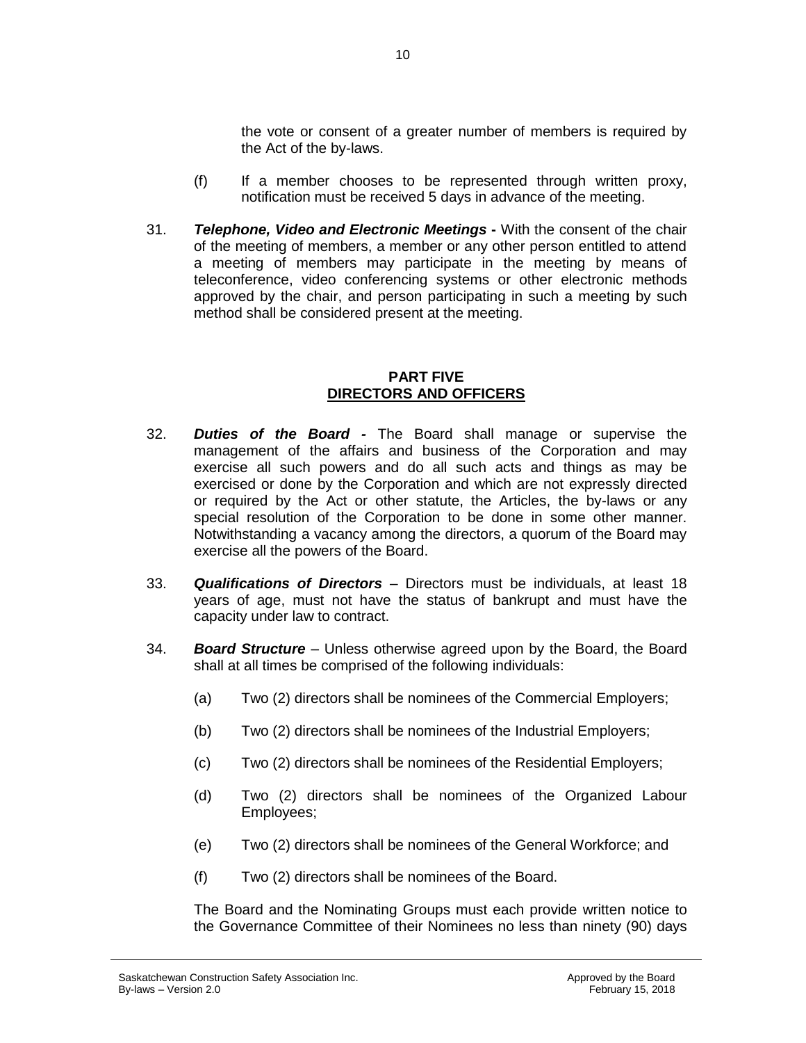the vote or consent of a greater number of members is required by the Act of the by-laws.

(f) If a member chooses to be represented through written proxy, notification must be received 5 days in advance of the meeting.

31. ***Telephone, Video and Electronic Meetings* -** With the consent of the chair of the meeting of members, a member or any other person entitled to attend a meeting of members may participate in the meeting by means of teleconference, video conferencing systems or other electronic methods approved by the chair, and person participating in such a meeting by such method shall be considered present at the meeting.

## PART FIVE
## DIRECTORS AND OFFICERS

32. ***Duties of the Board -*** The Board shall manage or supervise the management of the affairs and business of the Corporation and may exercise all such powers and do all such acts and things as may be exercised or done by the Corporation and which are not expressly directed or required by the Act or other statute, the Articles, the by-laws or any special resolution of the Corporation to be done in some other manner. Notwithstanding a vacancy among the directors, a quorum of the Board may exercise all the powers of the Board.

33. ***Qualifications of Directors*** – Directors must be individuals, at least 18 years of age, must not have the status of bankrupt and must have the capacity under law to contract.

34. ***Board Structure*** – Unless otherwise agreed upon by the Board, the Board shall at all times be comprised of the following individuals:

    (a) Two (2) directors shall be nominees of the Commercial Employers;

    (b) Two (2) directors shall be nominees of the Industrial Employers;

    (c) Two (2) directors shall be nominees of the Residential Employers;

    (d) Two (2) directors shall be nominees of the Organized Labour Employees;

    (e) Two (2) directors shall be nominees of the General Workforce; and

    (f) Two (2) directors shall be nominees of the Board.

    The Board and the Nominating Groups must each provide written notice to the Governance Committee of their Nominees no less than ninety (90) days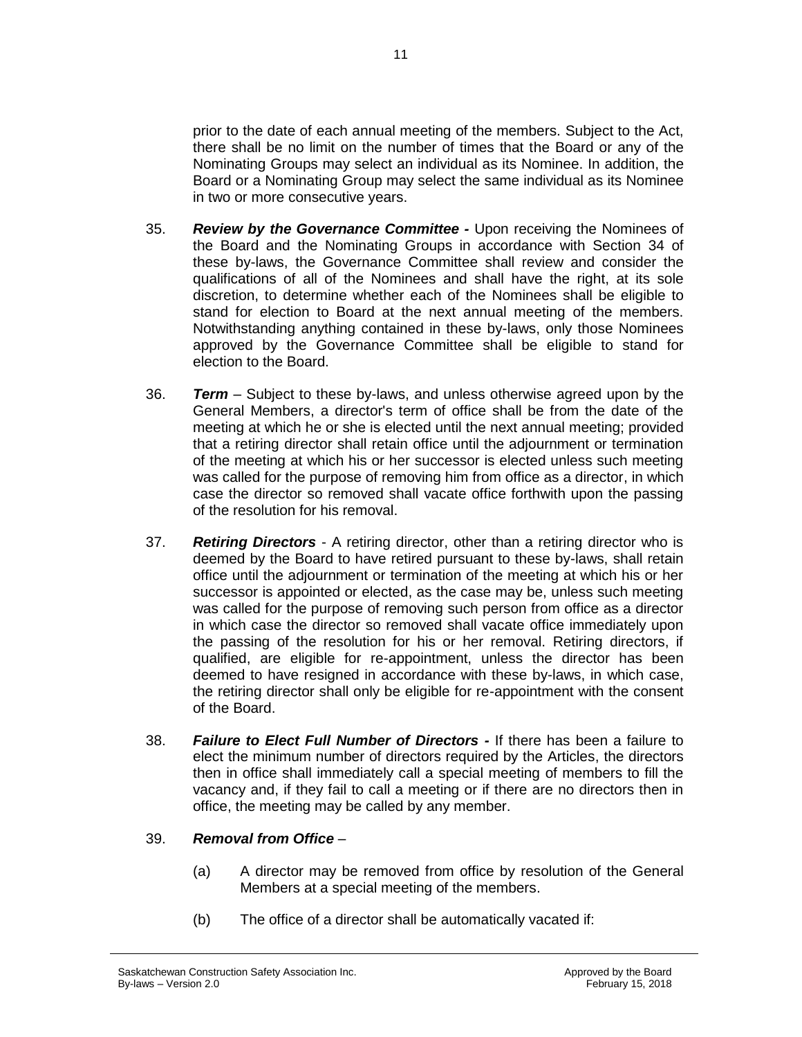prior to the date of each annual meeting of the members. Subject to the Act, there shall be no limit on the number of times that the Board or any of the Nominating Groups may select an individual as its Nominee. In addition, the Board or a Nominating Group may select the same individual as its Nominee in two or more consecutive years.

35. ***Review by the Governance Committee -*** Upon receiving the Nominees of the Board and the Nominating Groups in accordance with Section 34 of these by-laws, the Governance Committee shall review and consider the qualifications of all of the Nominees and shall have the right, at its sole discretion, to determine whether each of the Nominees shall be eligible to stand for election to Board at the next annual meeting of the members. Notwithstanding anything contained in these by-laws, only those Nominees approved by the Governance Committee shall be eligible to stand for election to the Board.

36. ***Term*** – Subject to these by-laws, and unless otherwise agreed upon by the General Members, a director's term of office shall be from the date of the meeting at which he or she is elected until the next annual meeting; provided that a retiring director shall retain office until the adjournment or termination of the meeting at which his or her successor is elected unless such meeting was called for the purpose of removing him from office as a director, in which case the director so removed shall vacate office forthwith upon the passing of the resolution for his removal.

37. ***Retiring Directors*** - A retiring director, other than a retiring director who is deemed by the Board to have retired pursuant to these by-laws, shall retain office until the adjournment or termination of the meeting at which his or her successor is appointed or elected, as the case may be, unless such meeting was called for the purpose of removing such person from office as a director in which case the director so removed shall vacate office immediately upon the passing of the resolution for his or her removal. Retiring directors, if qualified, are eligible for re-appointment, unless the director has been deemed to have resigned in accordance with these by-laws, in which case, the retiring director shall only be eligible for re-appointment with the consent of the Board.

38. ***Failure to Elect Full Number of Directors -*** If there has been a failure to elect the minimum number of directors required by the Articles, the directors then in office shall immediately call a special meeting of members to fill the vacancy and, if they fail to call a meeting or if there are no directors then in office, the meeting may be called by any member.

39. ***Removal from Office*** –

    (a) A director may be removed from office by resolution of the General Members at a special meeting of the members.

    (b) The office of a director shall be automatically vacated if: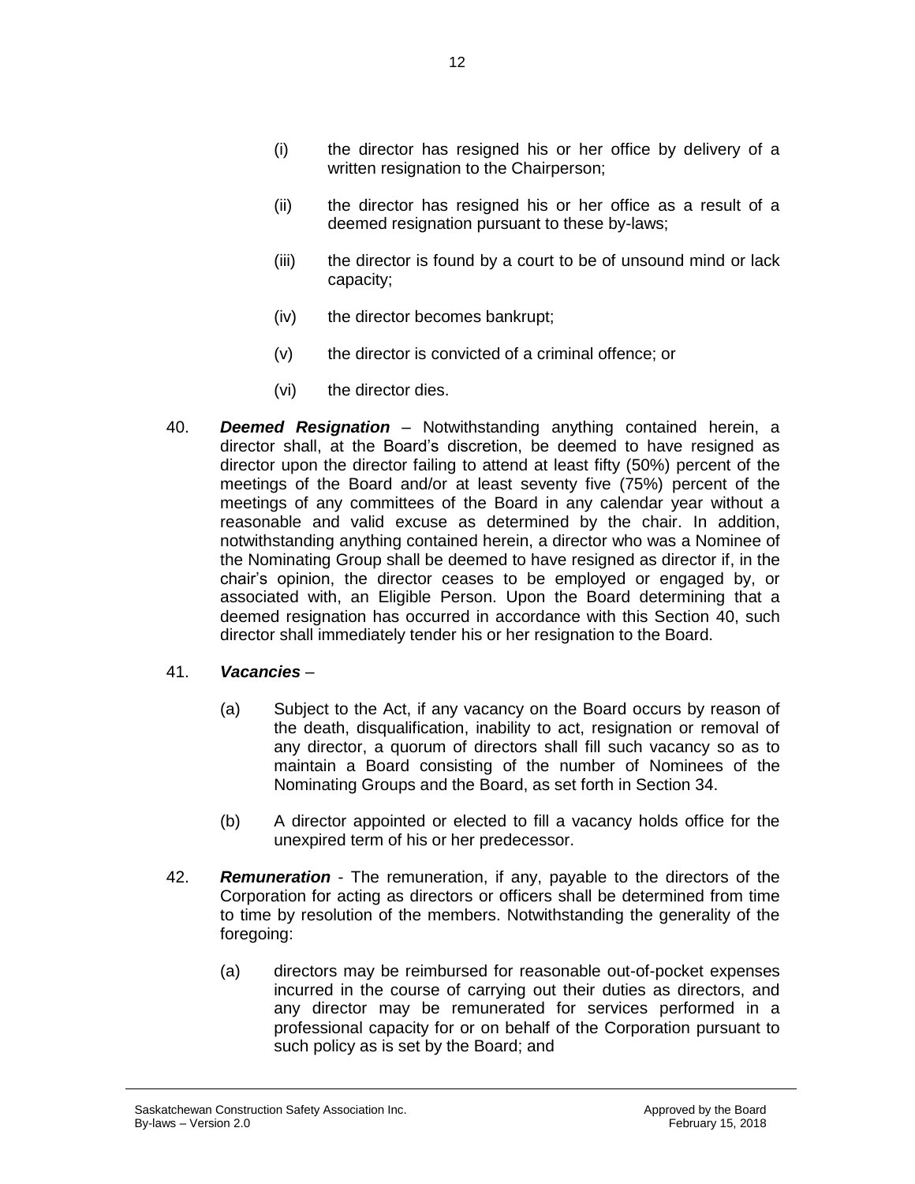(i) the director has resigned his or her office by delivery of a written resignation to the Chairperson;

(ii) the director has resigned his or her office as a result of a deemed resignation pursuant to these by-laws;

(iii) the director is found by a court to be of unsound mind or lack capacity;

(iv) the director becomes bankrupt;

(v) the director is convicted of a criminal offence; or

(vi) the director dies.

40. ***Deemed Resignation*** – Notwithstanding anything contained herein, a director shall, at the Board's discretion, be deemed to have resigned as director upon the director failing to attend at least fifty (50%) percent of the meetings of the Board and/or at least seventy five (75%) percent of the meetings of any committees of the Board in any calendar year without a reasonable and valid excuse as determined by the chair. In addition, notwithstanding anything contained herein, a director who was a Nominee of the Nominating Group shall be deemed to have resigned as director if, in the chair's opinion, the director ceases to be employed or engaged by, or associated with, an Eligible Person. Upon the Board determining that a deemed resignation has occurred in accordance with this Section 40, such director shall immediately tender his or her resignation to the Board.

41. ***Vacancies*** –

(a) Subject to the Act, if any vacancy on the Board occurs by reason of the death, disqualification, inability to act, resignation or removal of any director, a quorum of directors shall fill such vacancy so as to maintain a Board consisting of the number of Nominees of the Nominating Groups and the Board, as set forth in Section 34.

(b) A director appointed or elected to fill a vacancy holds office for the unexpired term of his or her predecessor.

42. ***Remuneration*** - The remuneration, if any, payable to the directors of the Corporation for acting as directors or officers shall be determined from time to time by resolution of the members. Notwithstanding the generality of the foregoing:

(a) directors may be reimbursed for reasonable out-of-pocket expenses incurred in the course of carrying out their duties as directors, and any director may be remunerated for services performed in a professional capacity for or on behalf of the Corporation pursuant to such policy as is set by the Board; and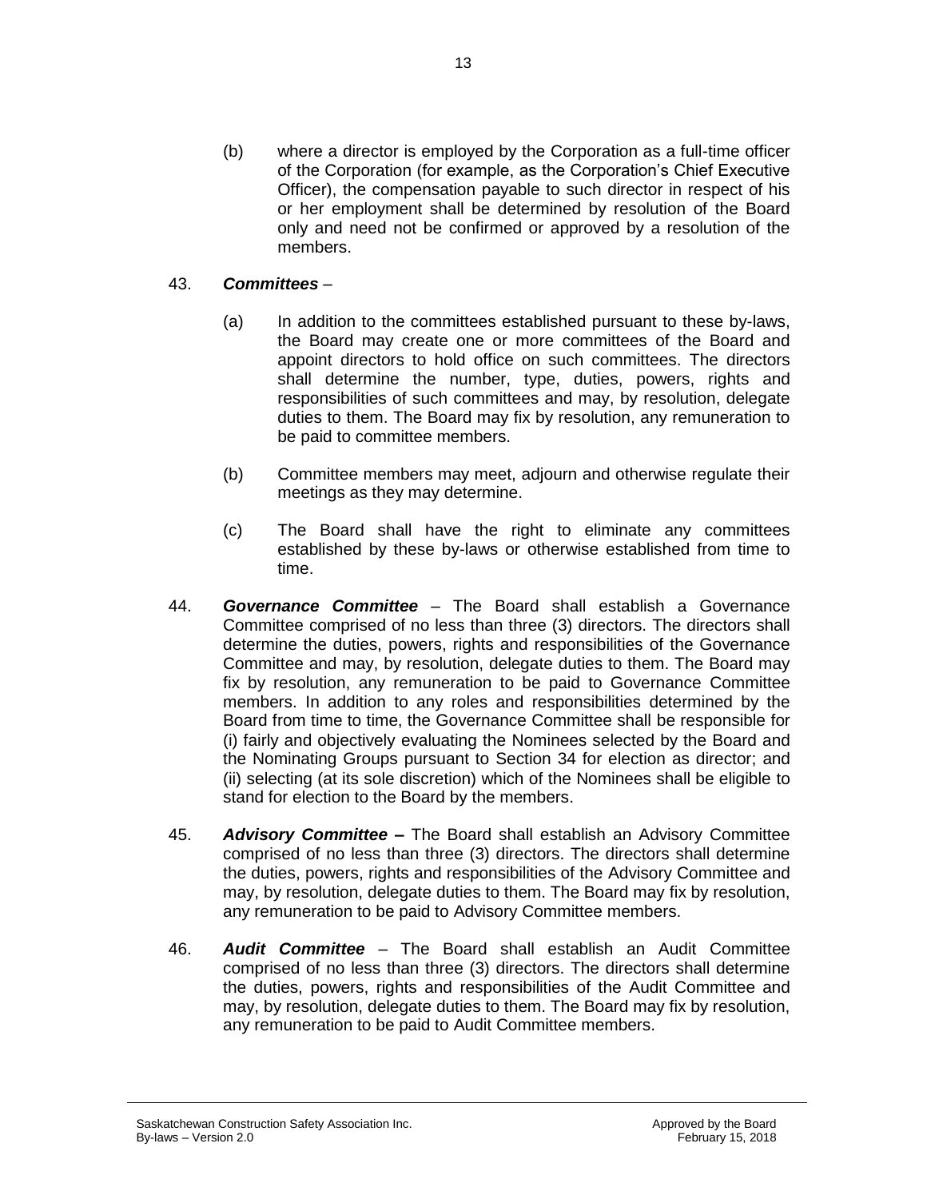(b) where a director is employed by the Corporation as a full-time officer of the Corporation (for example, as the Corporation's Chief Executive Officer), the compensation payable to such director in respect of his or her employment shall be determined by resolution of the Board only and need not be confirmed or approved by a resolution of the members.

43. ***Committees*** –

(a) In addition to the committees established pursuant to these by-laws, the Board may create one or more committees of the Board and appoint directors to hold office on such committees. The directors shall determine the number, type, duties, powers, rights and responsibilities of such committees and may, by resolution, delegate duties to them. The Board may fix by resolution, any remuneration to be paid to committee members.

(b) Committee members may meet, adjourn and otherwise regulate their meetings as they may determine.

(c) The Board shall have the right to eliminate any committees established by these by-laws or otherwise established from time to time.

44. ***Governance Committee*** – The Board shall establish a Governance Committee comprised of no less than three (3) directors. The directors shall determine the duties, powers, rights and responsibilities of the Governance Committee and may, by resolution, delegate duties to them. The Board may fix by resolution, any remuneration to be paid to Governance Committee members. In addition to any roles and responsibilities determined by the Board from time to time, the Governance Committee shall be responsible for (i) fairly and objectively evaluating the Nominees selected by the Board and the Nominating Groups pursuant to Section 34 for election as director; and (ii) selecting (at its sole discretion) which of the Nominees shall be eligible to stand for election to the Board by the members.

45. ***Advisory Committee*** **–** The Board shall establish an Advisory Committee comprised of no less than three (3) directors. The directors shall determine the duties, powers, rights and responsibilities of the Advisory Committee and may, by resolution, delegate duties to them. The Board may fix by resolution, any remuneration to be paid to Advisory Committee members.

46. ***Audit Committee*** – The Board shall establish an Audit Committee comprised of no less than three (3) directors. The directors shall determine the duties, powers, rights and responsibilities of the Audit Committee and may, by resolution, delegate duties to them. The Board may fix by resolution, any remuneration to be paid to Audit Committee members.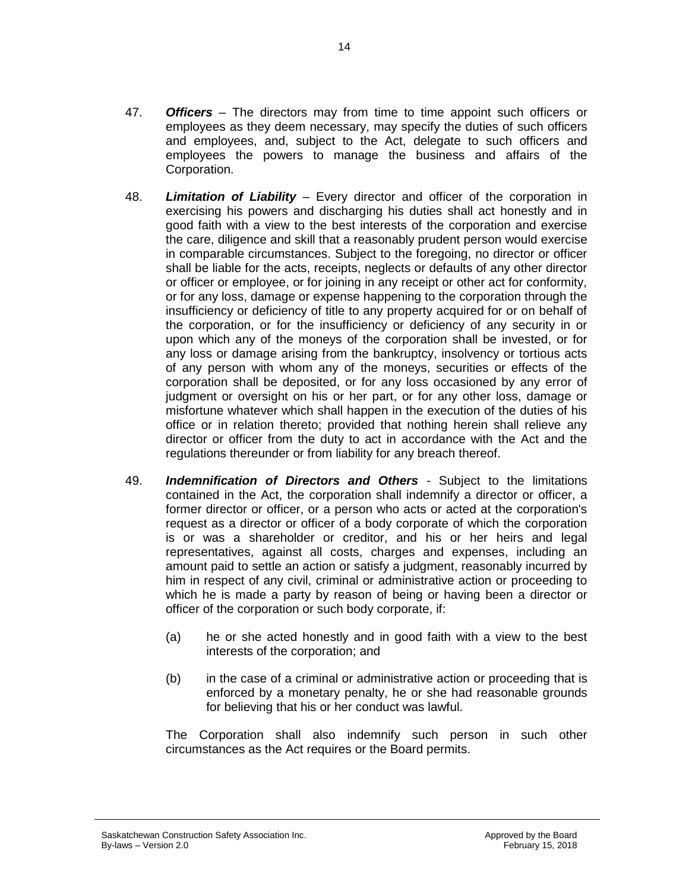47. ***Officers*** – The directors may from time to time appoint such officers or employees as they deem necessary, may specify the duties of such officers and employees, and, subject to the Act, delegate to such officers and employees the powers to manage the business and affairs of the Corporation.

48. ***Limitation of Liability*** – Every director and officer of the corporation in exercising his powers and discharging his duties shall act honestly and in good faith with a view to the best interests of the corporation and exercise the care, diligence and skill that a reasonably prudent person would exercise in comparable circumstances. Subject to the foregoing, no director or officer shall be liable for the acts, receipts, neglects or defaults of any other director or officer or employee, or for joining in any receipt or other act for conformity, or for any loss, damage or expense happening to the corporation through the insufficiency or deficiency of title to any property acquired for or on behalf of the corporation, or for the insufficiency or deficiency of any security in or upon which any of the moneys of the corporation shall be invested, or for any loss or damage arising from the bankruptcy, insolvency or tortious acts of any person with whom any of the moneys, securities or effects of the corporation shall be deposited, or for any loss occasioned by any error of judgment or oversight on his or her part, or for any other loss, damage or misfortune whatever which shall happen in the execution of the duties of his office or in relation thereto; provided that nothing herein shall relieve any director or officer from the duty to act in accordance with the Act and the regulations thereunder or from liability for any breach thereof.

49. ***Indemnification of Directors and Others*** - Subject to the limitations contained in the Act, the corporation shall indemnify a director or officer, a former director or officer, or a person who acts or acted at the corporation's request as a director or officer of a body corporate of which the corporation is or was a shareholder or creditor, and his or her heirs and legal representatives, against all costs, charges and expenses, including an amount paid to settle an action or satisfy a judgment, reasonably incurred by him in respect of any civil, criminal or administrative action or proceeding to which he is made a party by reason of being or having been a director or officer of the corporation or such body corporate, if:

    (a) he or she acted honestly and in good faith with a view to the best interests of the corporation; and

    (b) in the case of a criminal or administrative action or proceeding that is enforced by a monetary penalty, he or she had reasonable grounds for believing that his or her conduct was lawful.

    The Corporation shall also indemnify such person in such other circumstances as the Act requires or the Board permits.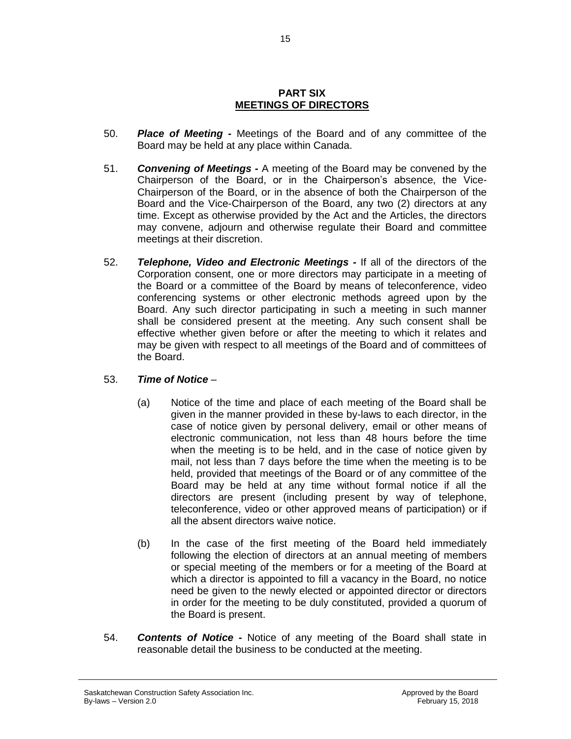## PART SIX
## MEETINGS OF DIRECTORS

50. ***Place of Meeting -*** Meetings of the Board and of any committee of the Board may be held at any place within Canada.

51. ***Convening of Meetings -*** A meeting of the Board may be convened by the Chairperson of the Board, or in the Chairperson's absence, the Vice-Chairperson of the Board, or in the absence of both the Chairperson of the Board and the Vice-Chairperson of the Board, any two (2) directors at any time. Except as otherwise provided by the Act and the Articles, the directors may convene, adjourn and otherwise regulate their Board and committee meetings at their discretion.

52. ***Telephone, Video and Electronic Meetings -*** If all of the directors of the Corporation consent, one or more directors may participate in a meeting of the Board or a committee of the Board by means of teleconference, video conferencing systems or other electronic methods agreed upon by the Board. Any such director participating in such a meeting in such manner shall be considered present at the meeting. Any such consent shall be effective whether given before or after the meeting to which it relates and may be given with respect to all meetings of the Board and of committees of the Board.

53. ***Time of Notice*** –

    (a) Notice of the time and place of each meeting of the Board shall be given in the manner provided in these by-laws to each director, in the case of notice given by personal delivery, email or other means of electronic communication, not less than 48 hours before the time when the meeting is to be held, and in the case of notice given by mail, not less than 7 days before the time when the meeting is to be held, provided that meetings of the Board or of any committee of the Board may be held at any time without formal notice if all the directors are present (including present by way of telephone, teleconference, video or other approved means of participation) or if all the absent directors waive notice.

    (b) In the case of the first meeting of the Board held immediately following the election of directors at an annual meeting of members or special meeting of the members or for a meeting of the Board at which a director is appointed to fill a vacancy in the Board, no notice need be given to the newly elected or appointed director or directors in order for the meeting to be duly constituted, provided a quorum of the Board is present.

54. ***Contents of Notice -*** Notice of any meeting of the Board shall state in reasonable detail the business to be conducted at the meeting.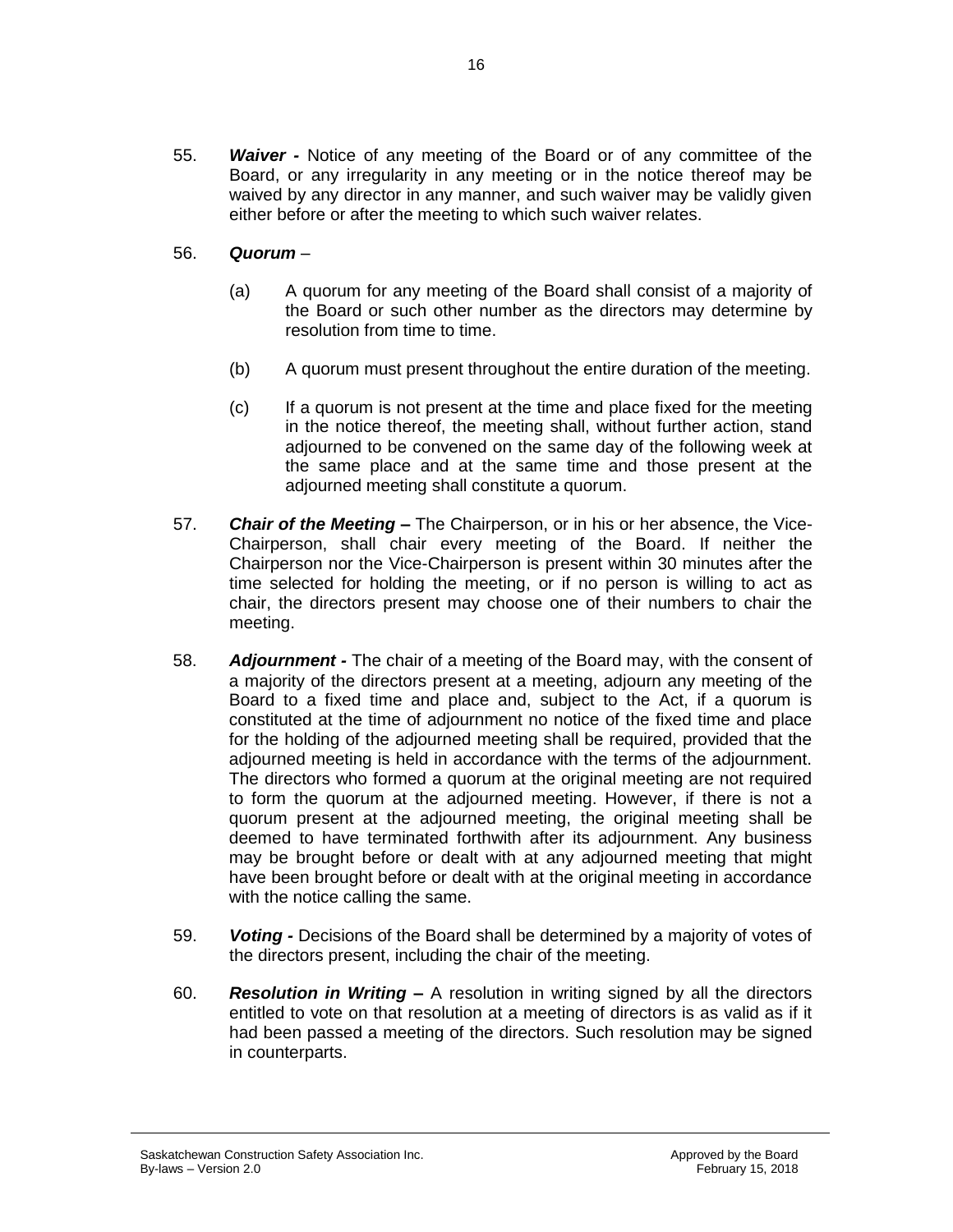55. ***Waiver -*** Notice of any meeting of the Board or of any committee of the Board, or any irregularity in any meeting or in the notice thereof may be waived by any director in any manner, and such waiver may be validly given either before or after the meeting to which such waiver relates.

56. ***Quorum*** –

    (a) A quorum for any meeting of the Board shall consist of a majority of the Board or such other number as the directors may determine by resolution from time to time.

    (b) A quorum must present throughout the entire duration of the meeting.

    (c) If a quorum is not present at the time and place fixed for the meeting in the notice thereof, the meeting shall, without further action, stand adjourned to be convened on the same day of the following week at the same place and at the same time and those present at the adjourned meeting shall constitute a quorum.

57. ***Chair of the Meeting –*** The Chairperson, or in his or her absence, the Vice-Chairperson, shall chair every meeting of the Board. If neither the Chairperson nor the Vice-Chairperson is present within 30 minutes after the time selected for holding the meeting, or if no person is willing to act as chair, the directors present may choose one of their numbers to chair the meeting.

58. ***Adjournment -*** The chair of a meeting of the Board may, with the consent of a majority of the directors present at a meeting, adjourn any meeting of the Board to a fixed time and place and, subject to the Act, if a quorum is constituted at the time of adjournment no notice of the fixed time and place for the holding of the adjourned meeting shall be required, provided that the adjourned meeting is held in accordance with the terms of the adjournment. The directors who formed a quorum at the original meeting are not required to form the quorum at the adjourned meeting. However, if there is not a quorum present at the adjourned meeting, the original meeting shall be deemed to have terminated forthwith after its adjournment. Any business may be brought before or dealt with at any adjourned meeting that might have been brought before or dealt with at the original meeting in accordance with the notice calling the same.

59. ***Voting -*** Decisions of the Board shall be determined by a majority of votes of the directors present, including the chair of the meeting.

60. ***Resolution in Writing –*** A resolution in writing signed by all the directors entitled to vote on that resolution at a meeting of directors is as valid as if it had been passed a meeting of the directors. Such resolution may be signed in counterparts.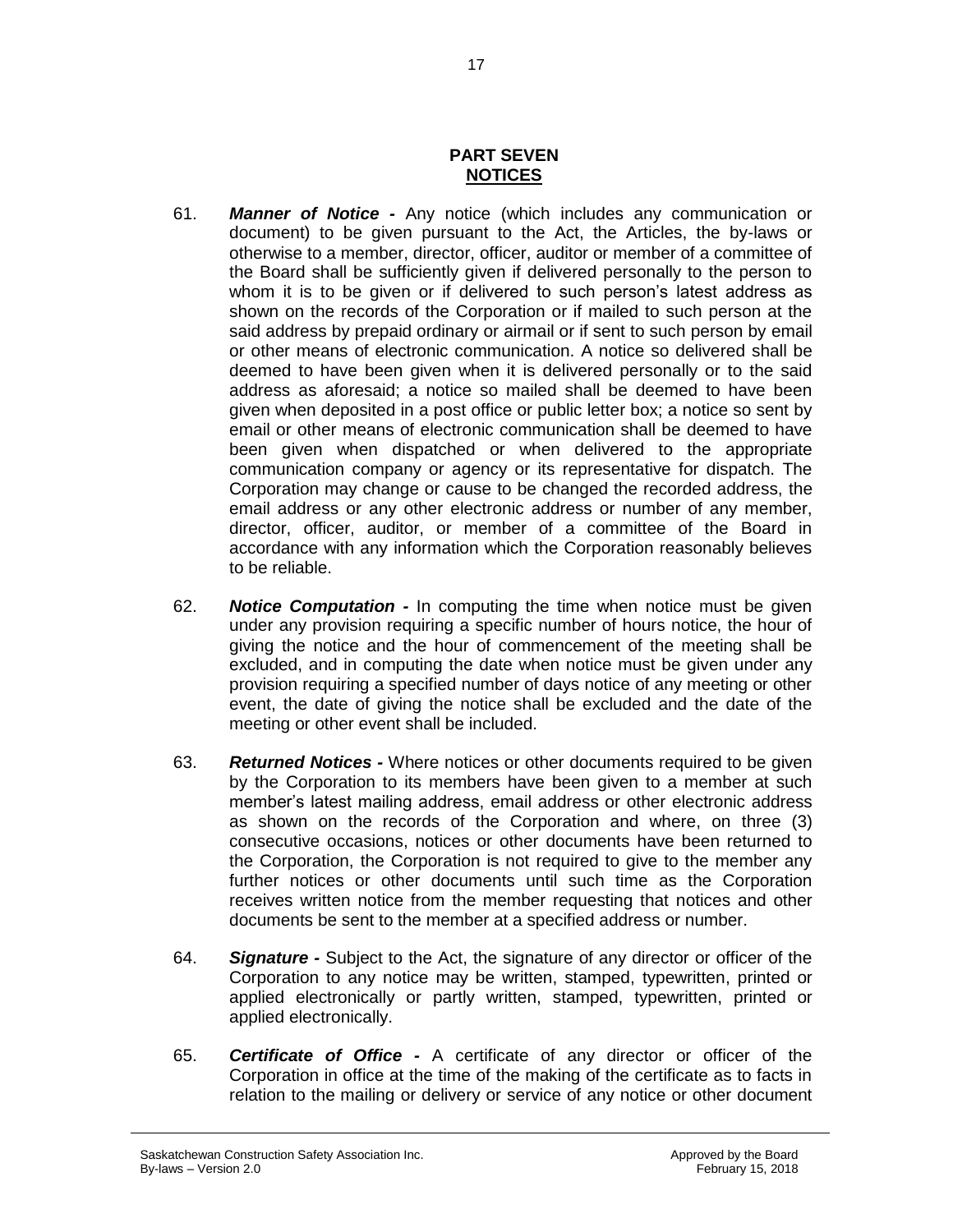# PART SEVEN
## NOTICES

61. ***Manner of Notice -*** Any notice (which includes any communication or document) to be given pursuant to the Act, the Articles, the by-laws or otherwise to a member, director, officer, auditor or member of a committee of the Board shall be sufficiently given if delivered personally to the person to whom it is to be given or if delivered to such person's latest address as shown on the records of the Corporation or if mailed to such person at the said address by prepaid ordinary or airmail or if sent to such person by email or other means of electronic communication. A notice so delivered shall be deemed to have been given when it is delivered personally or to the said address as aforesaid; a notice so mailed shall be deemed to have been given when deposited in a post office or public letter box; a notice so sent by email or other means of electronic communication shall be deemed to have been given when dispatched or when delivered to the appropriate communication company or agency or its representative for dispatch. The Corporation may change or cause to be changed the recorded address, the email address or any other electronic address or number of any member, director, officer, auditor, or member of a committee of the Board in accordance with any information which the Corporation reasonably believes to be reliable.

62. ***Notice Computation -*** In computing the time when notice must be given under any provision requiring a specific number of hours notice, the hour of giving the notice and the hour of commencement of the meeting shall be excluded, and in computing the date when notice must be given under any provision requiring a specified number of days notice of any meeting or other event, the date of giving the notice shall be excluded and the date of the meeting or other event shall be included.

63. ***Returned Notices -*** Where notices or other documents required to be given by the Corporation to its members have been given to a member at such member's latest mailing address, email address or other electronic address as shown on the records of the Corporation and where, on three (3) consecutive occasions, notices or other documents have been returned to the Corporation, the Corporation is not required to give to the member any further notices or other documents until such time as the Corporation receives written notice from the member requesting that notices and other documents be sent to the member at a specified address or number.

64. ***Signature -*** Subject to the Act, the signature of any director or officer of the Corporation to any notice may be written, stamped, typewritten, printed or applied electronically or partly written, stamped, typewritten, printed or applied electronically.

65. ***Certificate of Office -*** A certificate of any director or officer of the Corporation in office at the time of the making of the certificate as to facts in relation to the mailing or delivery or service of any notice or other document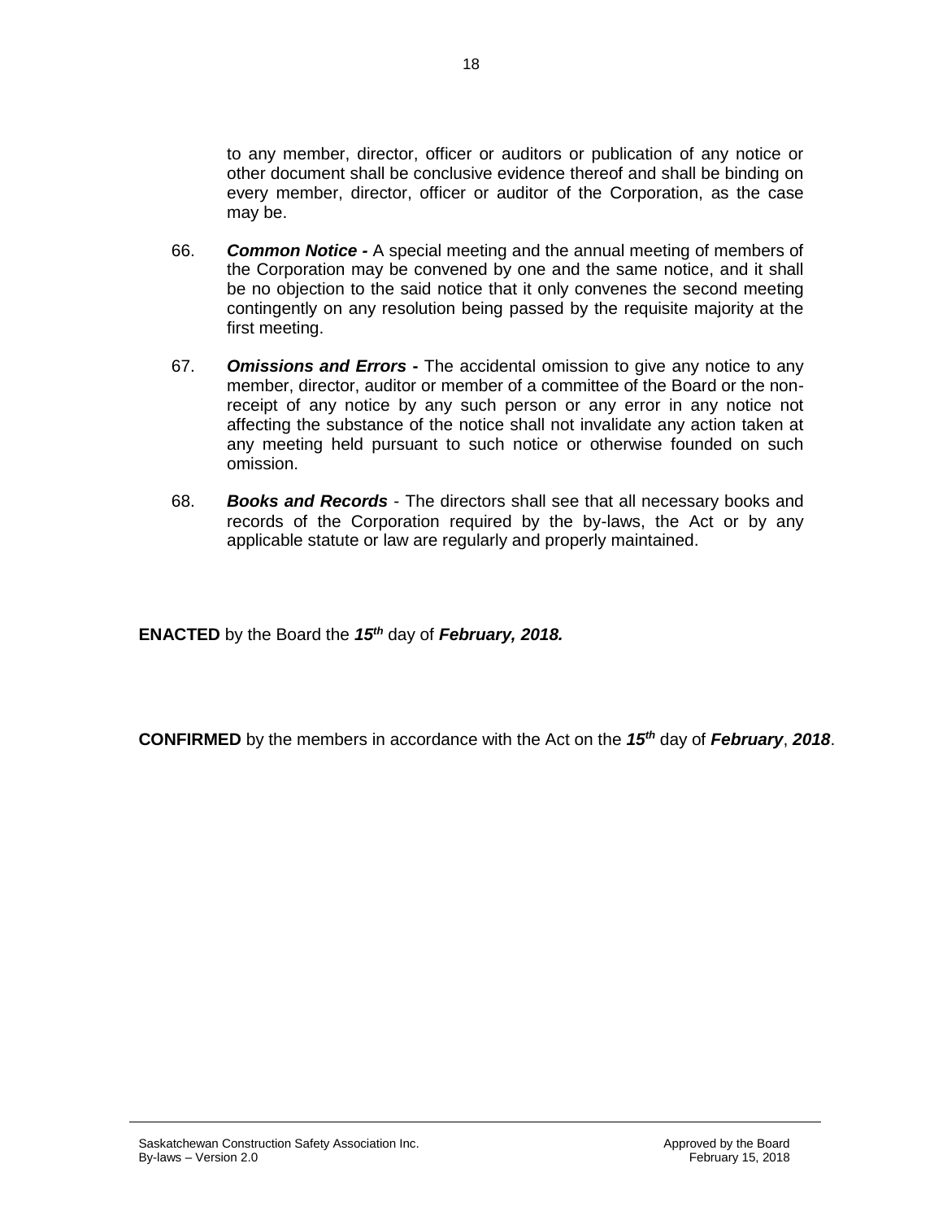to any member, director, officer or auditors or publication of any notice or other document shall be conclusive evidence thereof and shall be binding on every member, director, officer or auditor of the Corporation, as the case may be.

66. ***Common Notice -*** A special meeting and the annual meeting of members of the Corporation may be convened by one and the same notice, and it shall be no objection to the said notice that it only convenes the second meeting contingently on any resolution being passed by the requisite majority at the first meeting.

67. ***Omissions and Errors -*** The accidental omission to give any notice to any member, director, auditor or member of a committee of the Board or the non-receipt of any notice by any such person or any error in any notice not affecting the substance of the notice shall not invalidate any action taken at any meeting held pursuant to such notice or otherwise founded on such omission.

68. ***Books and Records*** - The directors shall see that all necessary books and records of the Corporation required by the by-laws, the Act or by any applicable statute or law are regularly and properly maintained.

**ENACTED** by the Board the ***15th*** day of ***February, 2018.***

**CONFIRMED** by the members in accordance with the Act on the ***15th*** day of ***February***, ***2018***.